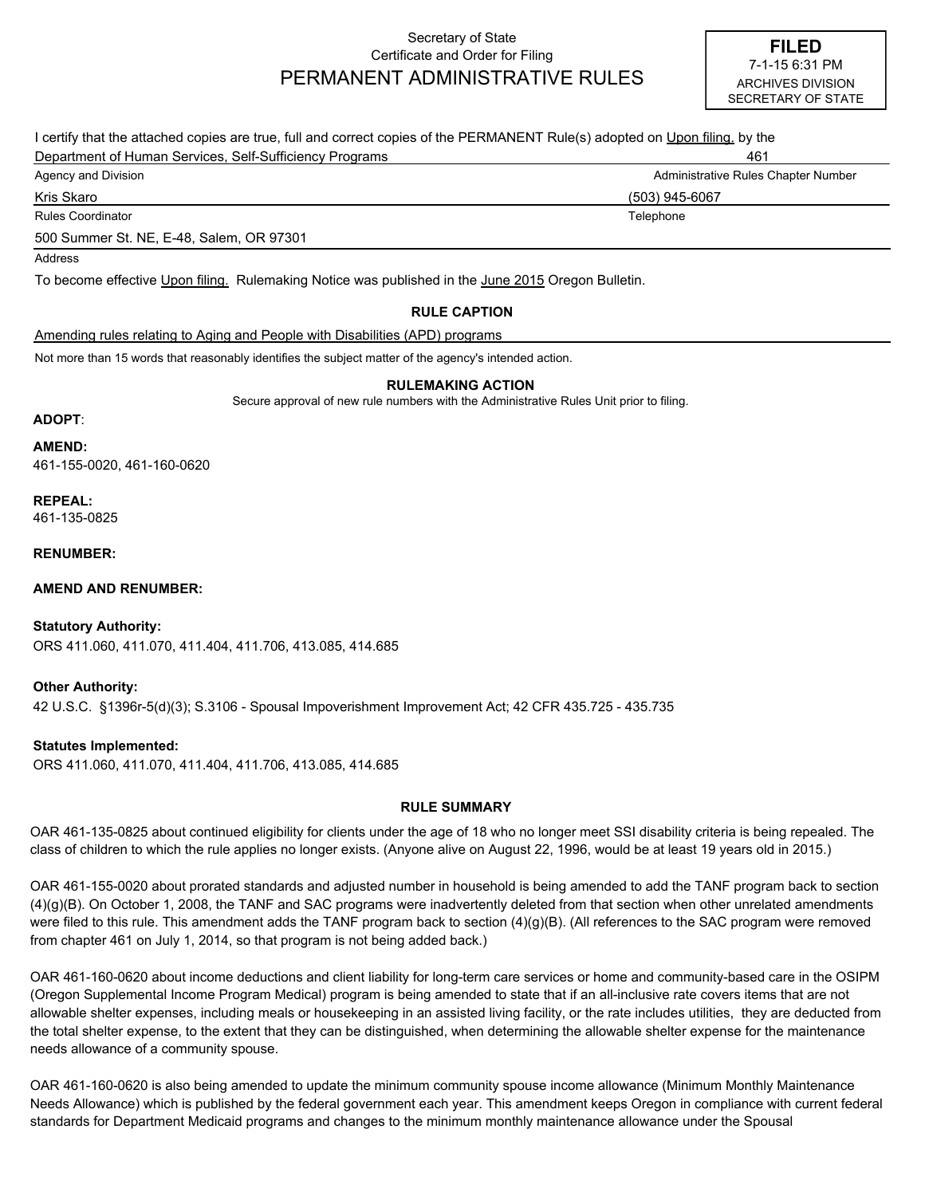Secretary of State
Certificate and Order for Filing

# PERMANENT ADMINISTRATIVE RULES

**FILED**
7-1-15 6:31 PM
ARCHIVES DIVISION
SECRETARY OF STATE

I certify that the attached copies are true, full and correct copies of the PERMANENT Rule(s) adopted on Upon filing. by the

Department of Human Services, Self-Sufficiency Programs — 461
Agency and Division — Administrative Rules Chapter Number

Kris Skaro — (503) 945-6067
Rules Coordinator — Telephone

500 Summer St. NE, E-48, Salem, OR 97301
Address

To become effective Upon filing. Rulemaking Notice was published in the June 2015 Oregon Bulletin.

## RULE CAPTION

Amending rules relating to Aging and People with Disabilities (APD) programs

Not more than 15 words that reasonably identifies the subject matter of the agency's intended action.

## RULEMAKING ACTION

Secure approval of new rule numbers with the Administrative Rules Unit prior to filing.

**ADOPT**:

**AMEND:**
461-155-0020, 461-160-0620

**REPEAL:**
461-135-0825

**RENUMBER:**

**AMEND AND RENUMBER:**

**Statutory Authority:**
ORS 411.060, 411.070, 411.404, 411.706, 413.085, 414.685

**Other Authority:**
42 U.S.C. §1396r-5(d)(3); S.3106 - Spousal Impoverishment Improvement Act; 42 CFR 435.725 - 435.735

**Statutes Implemented:**
ORS 411.060, 411.070, 411.404, 411.706, 413.085, 414.685

## RULE SUMMARY

OAR 461-135-0825 about continued eligibility for clients under the age of 18 who no longer meet SSI disability criteria is being repealed. The class of children to which the rule applies no longer exists. (Anyone alive on August 22, 1996, would be at least 19 years old in 2015.)

OAR 461-155-0020 about prorated standards and adjusted number in household is being amended to add the TANF program back to section (4)(g)(B). On October 1, 2008, the TANF and SAC programs were inadvertently deleted from that section when other unrelated amendments were filed to this rule. This amendment adds the TANF program back to section (4)(g)(B). (All references to the SAC program were removed from chapter 461 on July 1, 2014, so that program is not being added back.)

OAR 461-160-0620 about income deductions and client liability for long-term care services or home and community-based care in the OSIPM (Oregon Supplemental Income Program Medical) program is being amended to state that if an all-inclusive rate covers items that are not allowable shelter expenses, including meals or housekeeping in an assisted living facility, or the rate includes utilities, they are deducted from the total shelter expense, to the extent that they can be distinguished, when determining the allowable shelter expense for the maintenance needs allowance of a community spouse.

OAR 461-160-0620 is also being amended to update the minimum community spouse income allowance (Minimum Monthly Maintenance Needs Allowance) which is published by the federal government each year. This amendment keeps Oregon in compliance with current federal standards for Department Medicaid programs and changes to the minimum monthly maintenance allowance under the Spousal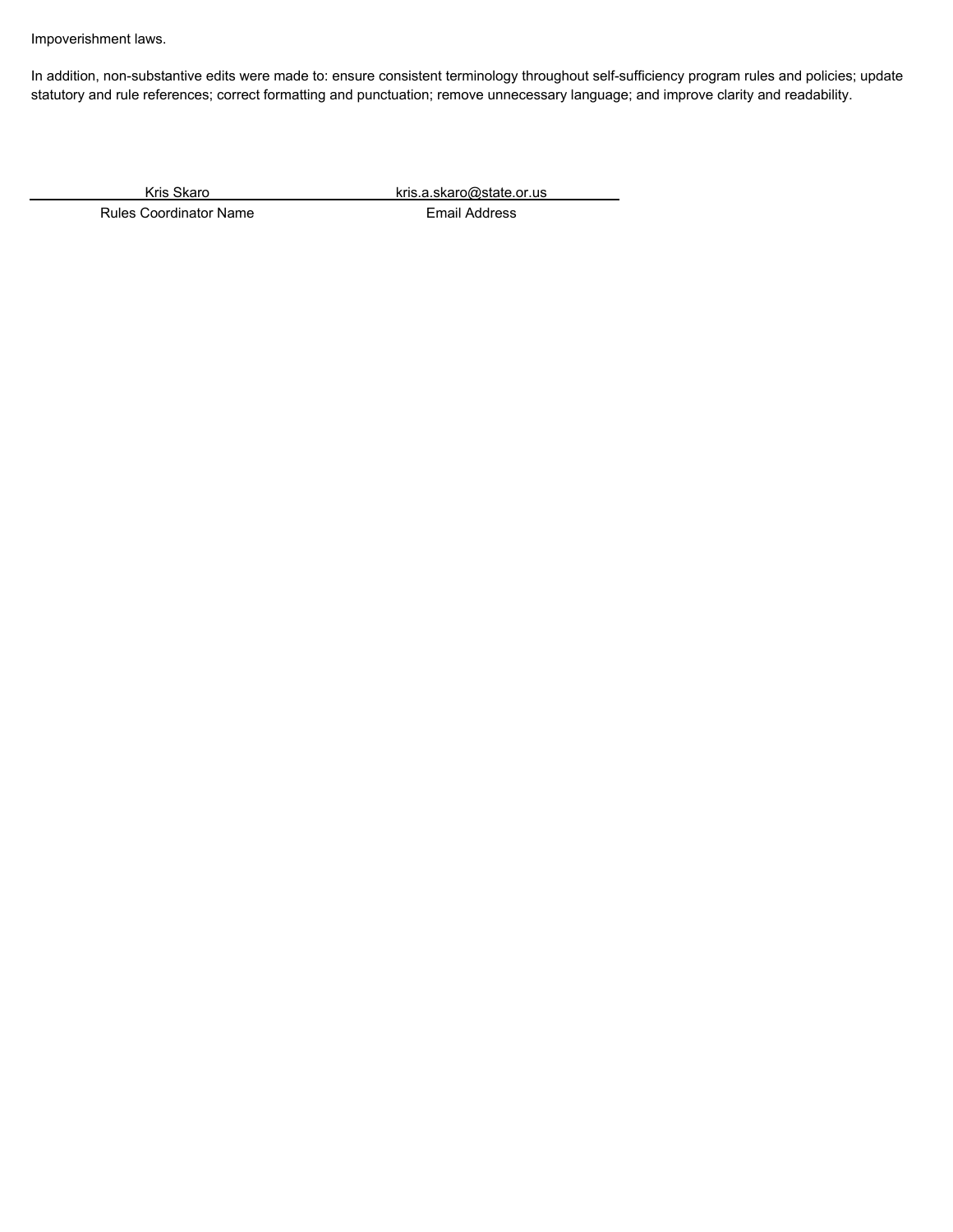Impoverishment laws.

In addition, non-substantive edits were made to: ensure consistent terminology throughout self-sufficiency program rules and policies; update statutory and rule references; correct formatting and punctuation; remove unnecessary language; and improve clarity and readability.

| Kris Skaro | kris.a.skaro@state.or.us |
| --- | --- |
| Rules Coordinator Name | Email Address |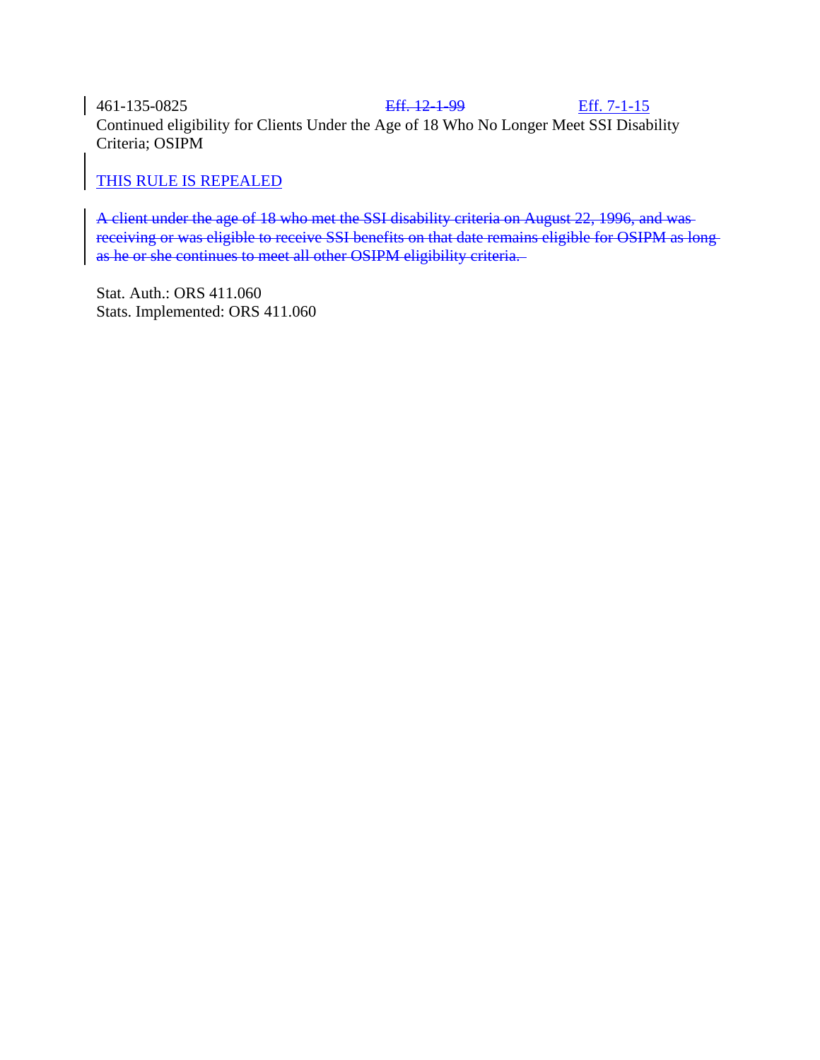461-135-0825 ~~Eff. 12-1-99~~ Eff. 7-1-15

Continued eligibility for Clients Under the Age of 18 Who No Longer Meet SSI Disability Criteria; OSIPM

THIS RULE IS REPEALED

~~A client under the age of 18 who met the SSI disability criteria on August 22, 1996, and was receiving or was eligible to receive SSI benefits on that date remains eligible for OSIPM as long as he or she continues to meet all other OSIPM eligibility criteria.~~

Stat. Auth.: ORS 411.060
Stats. Implemented: ORS 411.060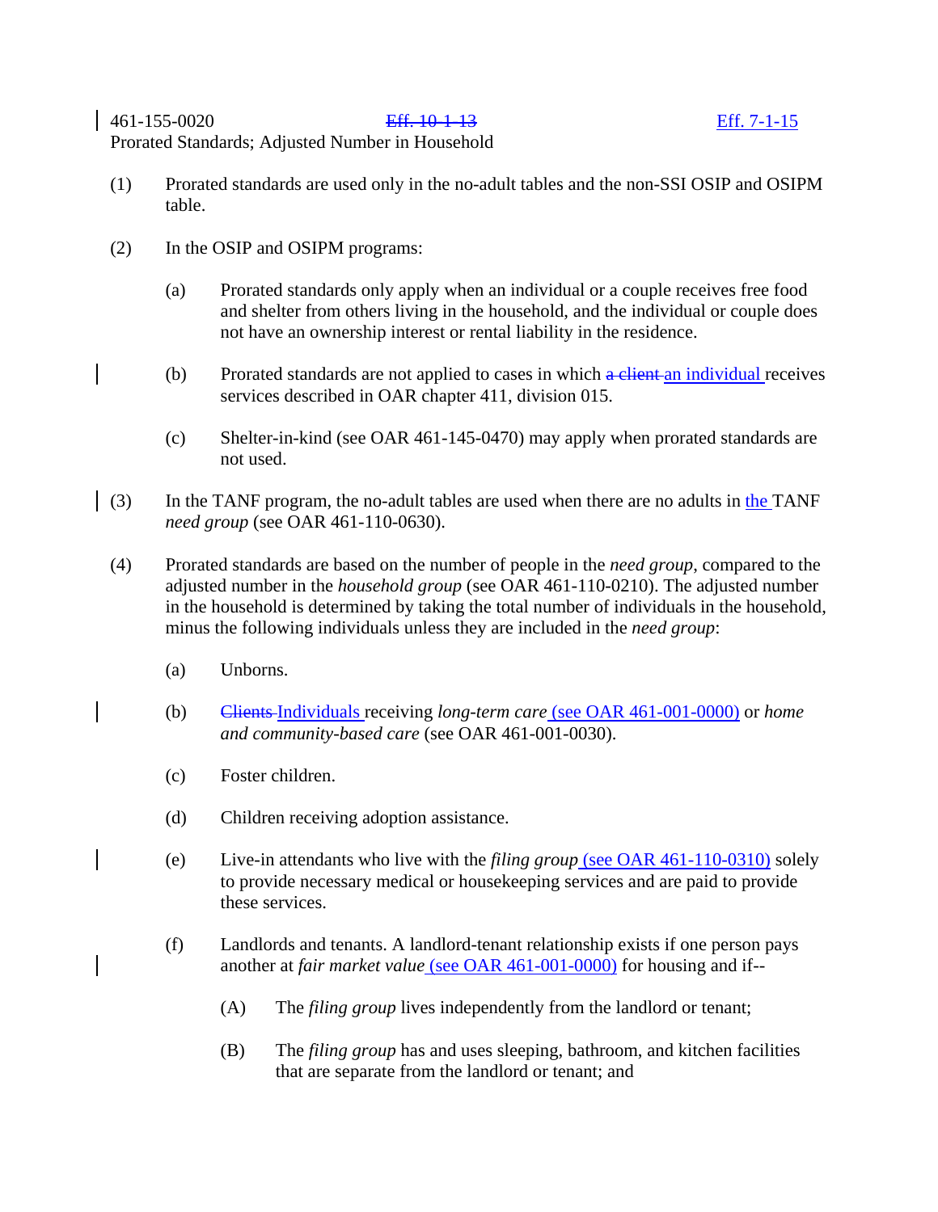461-155-0020 ~~Eff. 10-1-13~~ Eff. 7-1-15
Prorated Standards; Adjusted Number in Household

(1) Prorated standards are used only in the no-adult tables and the non-SSI OSIP and OSIPM table.

(2) In the OSIP and OSIPM programs:

(a) Prorated standards only apply when an individual or a couple receives free food and shelter from others living in the household, and the individual or couple does not have an ownership interest or rental liability in the residence.

(b) Prorated standards are not applied to cases in which ~~a client~~ an individual receives services described in OAR chapter 411, division 015.

(c) Shelter-in-kind (see OAR 461-145-0470) may apply when prorated standards are not used.

(3) In the TANF program, the no-adult tables are used when there are no adults in the TANF *need group* (see OAR 461-110-0630).

(4) Prorated standards are based on the number of people in the *need group*, compared to the adjusted number in the *household group* (see OAR 461-110-0210). The adjusted number in the household is determined by taking the total number of individuals in the household, minus the following individuals unless they are included in the *need group*:

(a) Unborns.

(b) ~~Clients~~ Individuals receiving *long-term care* (see OAR 461-001-0000) or *home and community-based care* (see OAR 461-001-0030).

(c) Foster children.

(d) Children receiving adoption assistance.

(e) Live-in attendants who live with the *filing group* (see OAR 461-110-0310) solely to provide necessary medical or housekeeping services and are paid to provide these services.

(f) Landlords and tenants. A landlord-tenant relationship exists if one person pays another at *fair market value* (see OAR 461-001-0000) for housing and if--

(A) The *filing group* lives independently from the landlord or tenant;

(B) The *filing group* has and uses sleeping, bathroom, and kitchen facilities that are separate from the landlord or tenant; and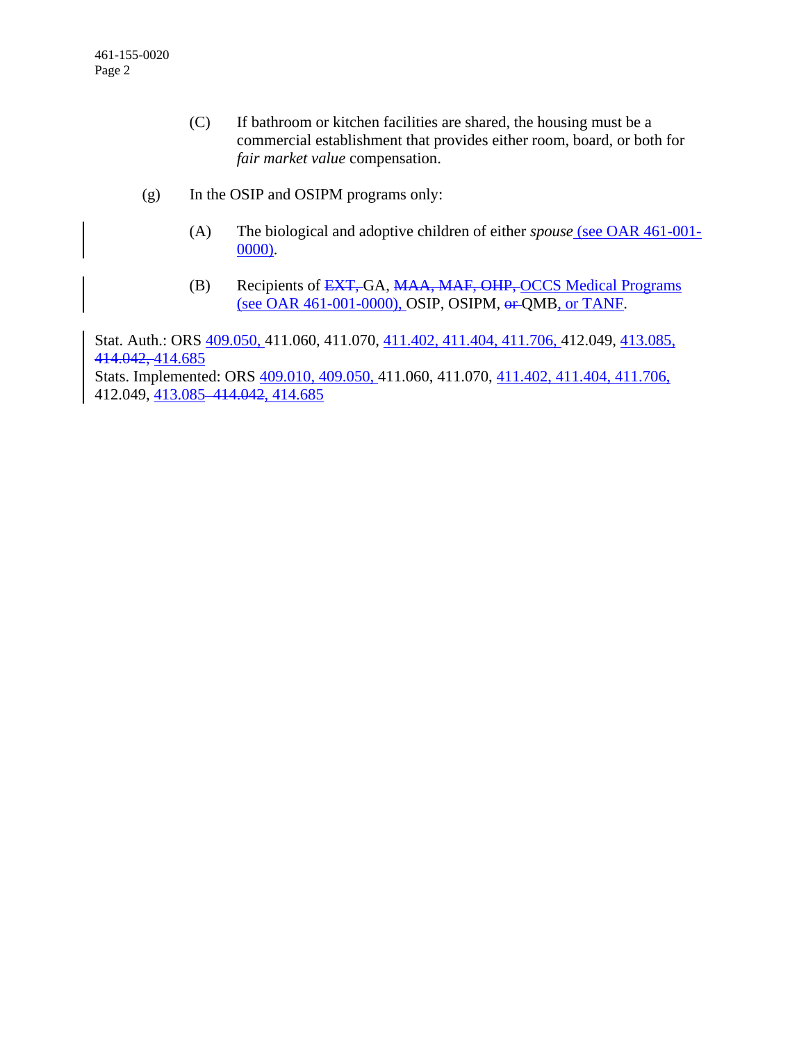(C) If bathroom or kitchen facilities are shared, the housing must be a commercial establishment that provides either room, board, or both for *fair market value* compensation.

(g) In the OSIP and OSIPM programs only:

(A) The biological and adoptive children of either *spouse* (see OAR 461-001-0000).

(B) Recipients of ~~EXT,~~ GA, ~~MAA, MAF, OHP,~~ OCCS Medical Programs (see OAR 461-001-0000), OSIP, OSIPM, ~~or~~ QMB, or TANF.

Stat. Auth.: ORS 409.050, 411.060, 411.070, 411.402, 411.404, 411.706, 412.049, 413.085, ~~414.042,~~ 414.685
Stats. Implemented: ORS 409.010, 409.050, 411.060, 411.070, 411.402, 411.404, 411.706, 412.049, 413.085 ~~414.042~~, 414.685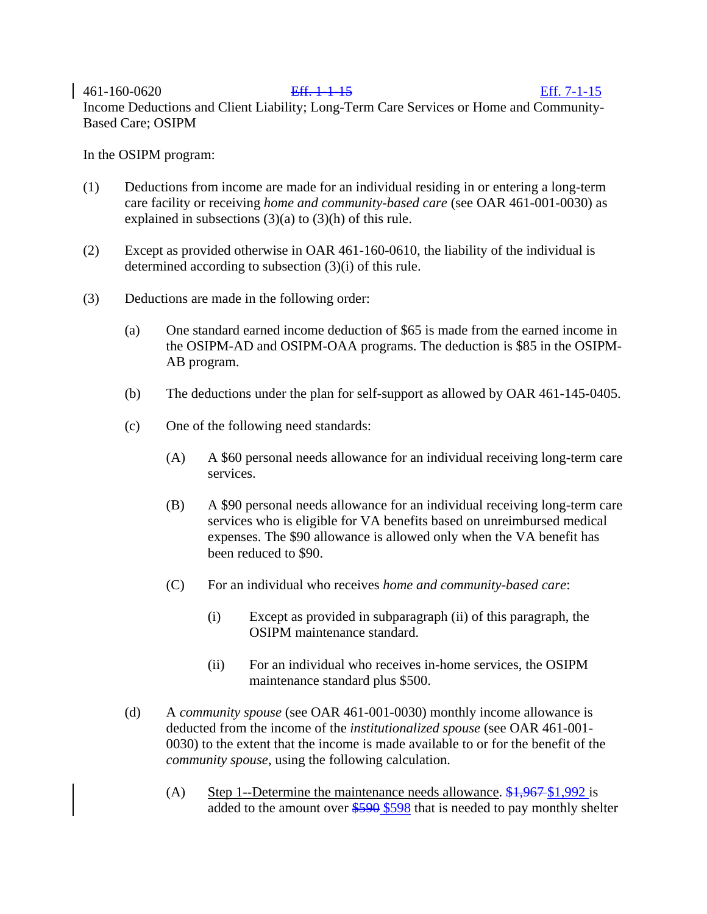461-160-0620 ~~Eff. 1-1-15~~ Eff. 7-1-15

Income Deductions and Client Liability; Long-Term Care Services or Home and Community-Based Care; OSIPM

In the OSIPM program:

(1) Deductions from income are made for an individual residing in or entering a long-term care facility or receiving *home and community-based care* (see OAR 461-001-0030) as explained in subsections (3)(a) to (3)(h) of this rule.

(2) Except as provided otherwise in OAR 461-160-0610, the liability of the individual is determined according to subsection (3)(i) of this rule.

(3) Deductions are made in the following order:

(a) One standard earned income deduction of $65 is made from the earned income in the OSIPM-AD and OSIPM-OAA programs. The deduction is $85 in the OSIPM-AB program.

(b) The deductions under the plan for self-support as allowed by OAR 461-145-0405.

(c) One of the following need standards:

(A) A $60 personal needs allowance for an individual receiving long-term care services.

(B) A $90 personal needs allowance for an individual receiving long-term care services who is eligible for VA benefits based on unreimbursed medical expenses. The $90 allowance is allowed only when the VA benefit has been reduced to $90.

(C) For an individual who receives *home and community-based care*:

(i) Except as provided in subparagraph (ii) of this paragraph, the OSIPM maintenance standard.

(ii) For an individual who receives in-home services, the OSIPM maintenance standard plus $500.

(d) A *community spouse* (see OAR 461-001-0030) monthly income allowance is deducted from the income of the *institutionalized spouse* (see OAR 461-001-0030) to the extent that the income is made available to or for the benefit of the *community spouse*, using the following calculation.

(A) Step 1--Determine the maintenance needs allowance. ~~$1,967~~ $1,992 is added to the amount over ~~$590~~ $598 that is needed to pay monthly shelter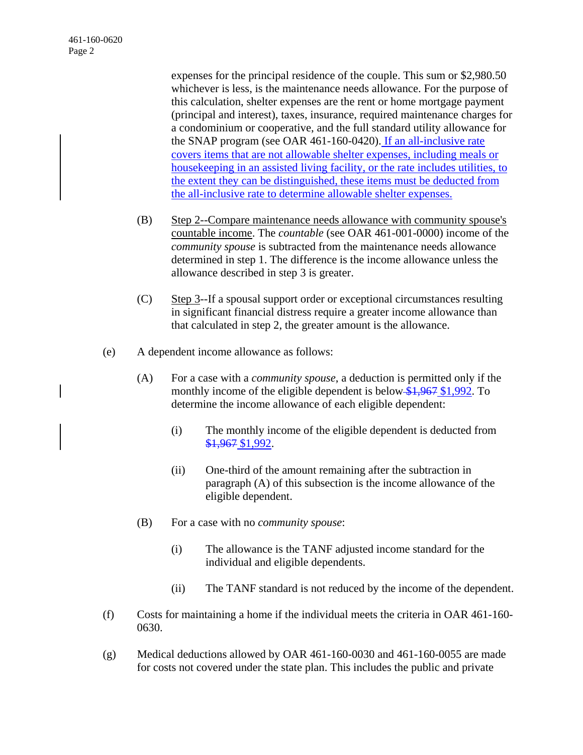expenses for the principal residence of the couple. This sum or $2,980.50 whichever is less, is the maintenance needs allowance. For the purpose of this calculation, shelter expenses are the rent or home mortgage payment (principal and interest), taxes, insurance, required maintenance charges for a condominium or cooperative, and the full standard utility allowance for the SNAP program (see OAR 461-160-0420). If an all-inclusive rate covers items that are not allowable shelter expenses, including meals or housekeeping in an assisted living facility, or the rate includes utilities, to the extent they can be distinguished, these items must be deducted from the all-inclusive rate to determine allowable shelter expenses.

(B) Step 2--Compare maintenance needs allowance with community spouse's countable income. The *countable* (see OAR 461-001-0000) income of the *community spouse* is subtracted from the maintenance needs allowance determined in step 1. The difference is the income allowance unless the allowance described in step 3 is greater.

(C) Step 3--If a spousal support order or exceptional circumstances resulting in significant financial distress require a greater income allowance than that calculated in step 2, the greater amount is the allowance.

(e) A dependent income allowance as follows:

(A) For a case with a *community spouse*, a deduction is permitted only if the monthly income of the eligible dependent is below ~~$1,967~~ $1,992. To determine the income allowance of each eligible dependent:

(i) The monthly income of the eligible dependent is deducted from ~~$1,967~~ $1,992.

(ii) One-third of the amount remaining after the subtraction in paragraph (A) of this subsection is the income allowance of the eligible dependent.

(B) For a case with no *community spouse*:

(i) The allowance is the TANF adjusted income standard for the individual and eligible dependents.

(ii) The TANF standard is not reduced by the income of the dependent.

(f) Costs for maintaining a home if the individual meets the criteria in OAR 461-160-0630.

(g) Medical deductions allowed by OAR 461-160-0030 and 461-160-0055 are made for costs not covered under the state plan. This includes the public and private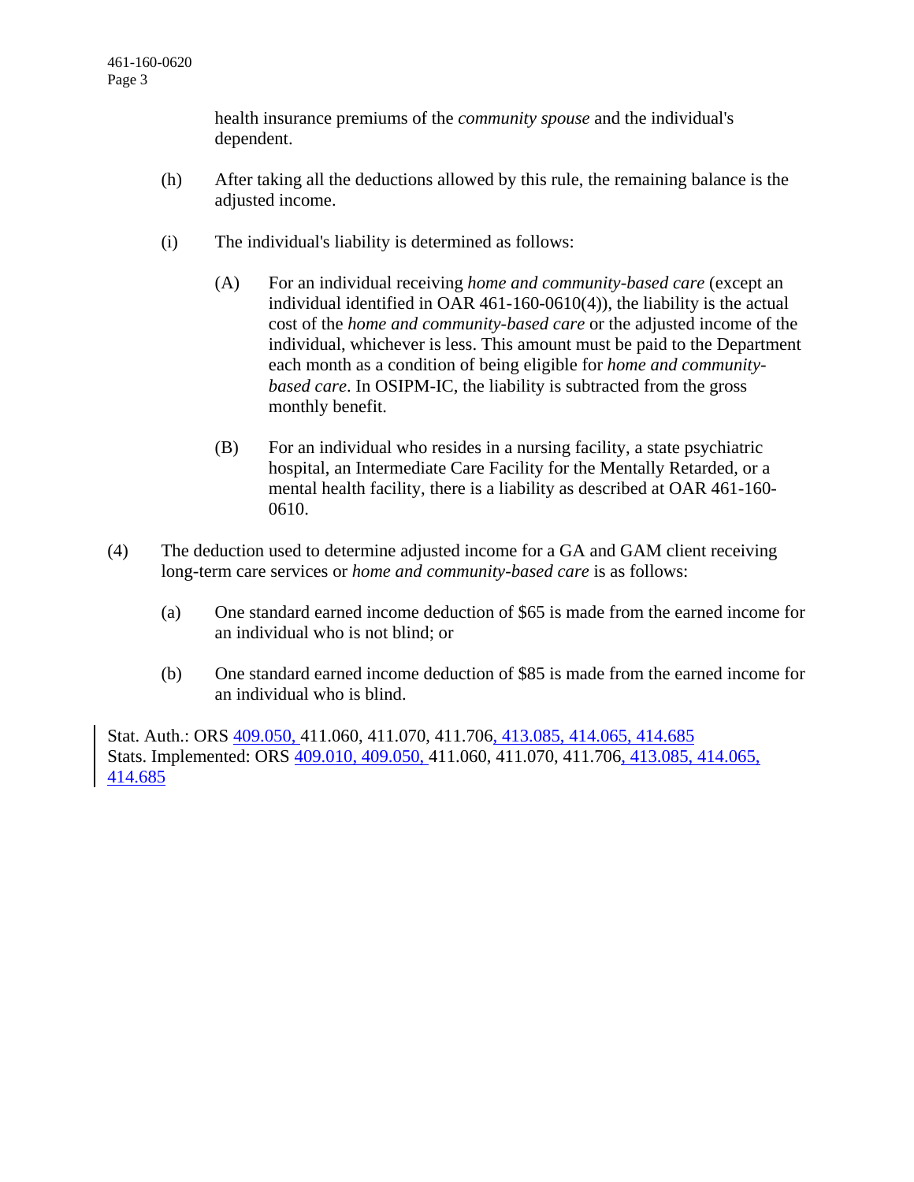health insurance premiums of the *community spouse* and the individual's dependent.

(h) After taking all the deductions allowed by this rule, the remaining balance is the adjusted income.

(i) The individual's liability is determined as follows:

(A) For an individual receiving *home and community-based care* (except an individual identified in OAR 461-160-0610(4)), the liability is the actual cost of the *home and community-based care* or the adjusted income of the individual, whichever is less. This amount must be paid to the Department each month as a condition of being eligible for *home and community-based care*. In OSIPM-IC, the liability is subtracted from the gross monthly benefit.

(B) For an individual who resides in a nursing facility, a state psychiatric hospital, an Intermediate Care Facility for the Mentally Retarded, or a mental health facility, there is a liability as described at OAR 461-160-0610.

(4) The deduction used to determine adjusted income for a GA and GAM client receiving long-term care services or *home and community-based care* is as follows:

(a) One standard earned income deduction of $65 is made from the earned income for an individual who is not blind; or

(b) One standard earned income deduction of $85 is made from the earned income for an individual who is blind.

Stat. Auth.: ORS 409.050, 411.060, 411.070, 411.706, 413.085, 414.065, 414.685
Stats. Implemented: ORS 409.010, 409.050, 411.060, 411.070, 411.706, 413.085, 414.065, 414.685